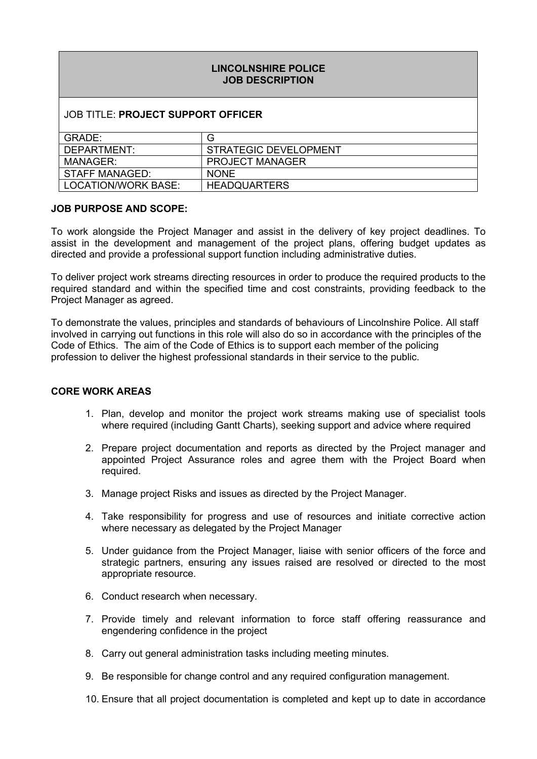**LINCOLNSHIRE POLICE**
**JOB DESCRIPTION**

JOB TITLE: **PROJECT SUPPORT OFFICER**

| | |
|---|---|
| GRADE: | G |
| DEPARTMENT: | STRATEGIC DEVELOPMENT |
| MANAGER: | PROJECT MANAGER |
| STAFF MANAGED: | NONE |
| LOCATION/WORK BASE: | HEADQUARTERS |

**JOB PURPOSE AND SCOPE:**

To work alongside the Project Manager and assist in the delivery of key project deadlines. To assist in the development and management of the project plans, offering budget updates as directed and provide a professional support function including administrative duties.

To deliver project work streams directing resources in order to produce the required products to the required standard and within the specified time and cost constraints, providing feedback to the Project Manager as agreed.

To demonstrate the values, principles and standards of behaviours of Lincolnshire Police. All staff involved in carrying out functions in this role will also do so in accordance with the principles of the Code of Ethics. The aim of the Code of Ethics is to support each member of the policing profession to deliver the highest professional standards in their service to the public.

**CORE WORK AREAS**

1. Plan, develop and monitor the project work streams making use of specialist tools where required (including Gantt Charts), seeking support and advice where required

2. Prepare project documentation and reports as directed by the Project manager and appointed Project Assurance roles and agree them with the Project Board when required.

3. Manage project Risks and issues as directed by the Project Manager.

4. Take responsibility for progress and use of resources and initiate corrective action where necessary as delegated by the Project Manager

5. Under guidance from the Project Manager, liaise with senior officers of the force and strategic partners, ensuring any issues raised are resolved or directed to the most appropriate resource.

6. Conduct research when necessary.

7. Provide timely and relevant information to force staff offering reassurance and engendering confidence in the project

8. Carry out general administration tasks including meeting minutes.

9. Be responsible for change control and any required configuration management.

10. Ensure that all project documentation is completed and kept up to date in accordance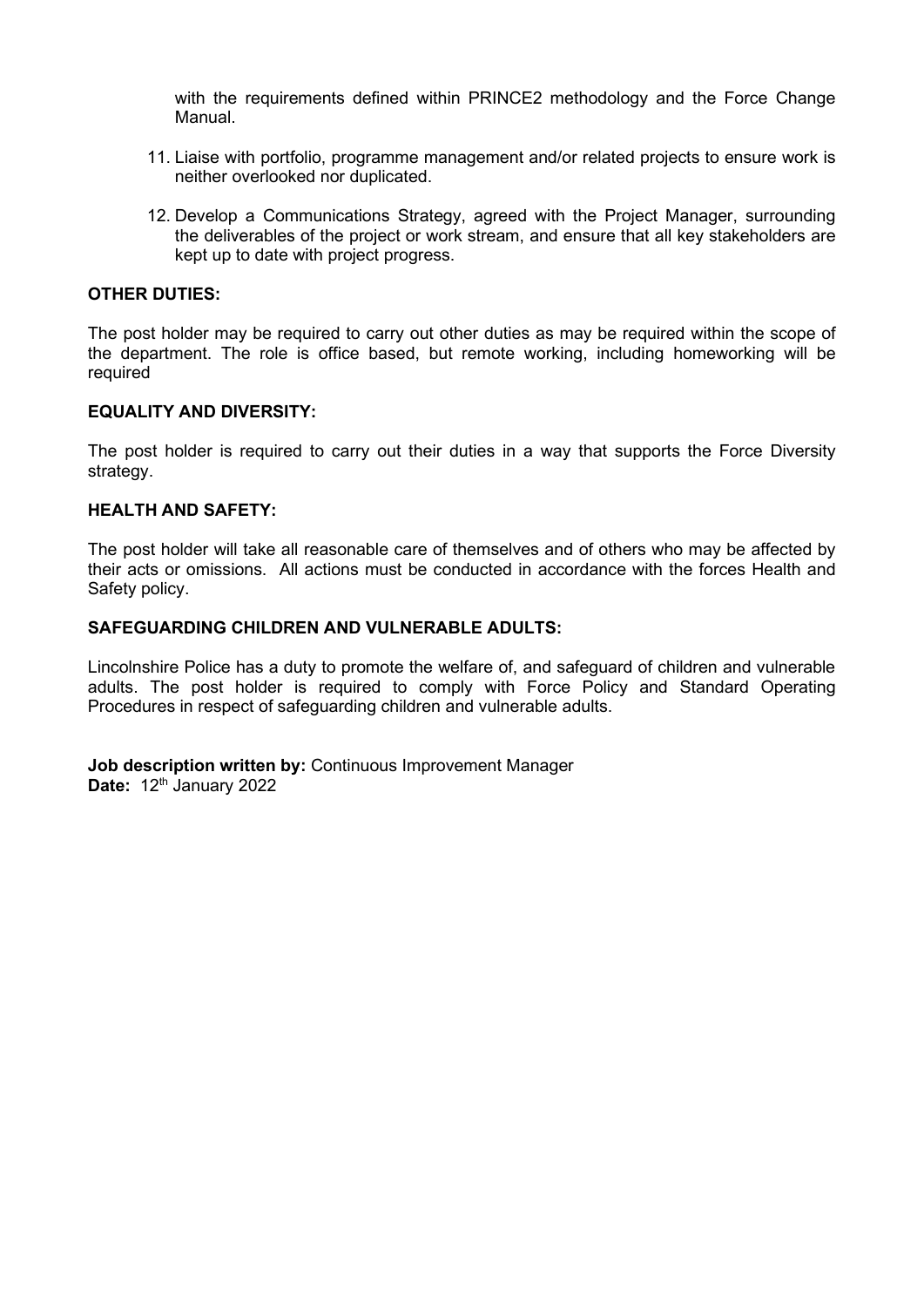with the requirements defined within PRINCE2 methodology and the Force Change Manual.

11. Liaise with portfolio, programme management and/or related projects to ensure work is neither overlooked nor duplicated.

12. Develop a Communications Strategy, agreed with the Project Manager, surrounding the deliverables of the project or work stream, and ensure that all key stakeholders are kept up to date with project progress.

**OTHER DUTIES:**

The post holder may be required to carry out other duties as may be required within the scope of the department. The role is office based, but remote working, including homeworking will be required

**EQUALITY AND DIVERSITY:**

The post holder is required to carry out their duties in a way that supports the Force Diversity strategy.

**HEALTH AND SAFETY:**

The post holder will take all reasonable care of themselves and of others who may be affected by their acts or omissions. All actions must be conducted in accordance with the forces Health and Safety policy.

**SAFEGUARDING CHILDREN AND VULNERABLE ADULTS:**

Lincolnshire Police has a duty to promote the welfare of, and safeguard of children and vulnerable adults. The post holder is required to comply with Force Policy and Standard Operating Procedures in respect of safeguarding children and vulnerable adults.

**Job description written by:** Continuous Improvement Manager
**Date:** 12th January 2022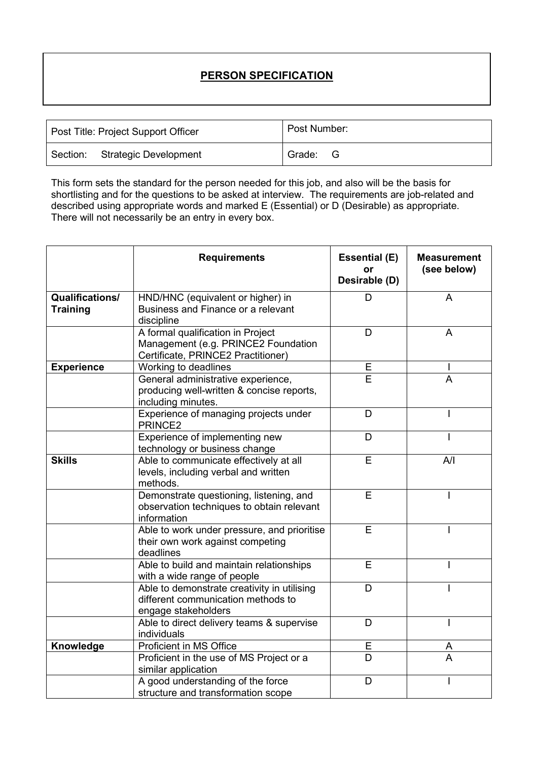## PERSON SPECIFICATION

| Post Title: Project Support Officer | Post Number: |
|---|---|
| Section: Strategic Development | Grade: G |

This form sets the standard for the person needed for this job, and also will be the basis for shortlisting and for the questions to be asked at interview. The requirements are job-related and described using appropriate words and marked E (Essential) or D (Desirable) as appropriate. There will not necessarily be an entry in every box.

| | Requirements | Essential (E) or Desirable (D) | Measurement (see below) |
|---|---|---|---|
| **Qualifications/ Training** | HND/HNC (equivalent or higher) in Business and Finance or a relevant discipline | D | A |
| | A formal qualification in Project Management (e.g. PRINCE2 Foundation Certificate, PRINCE2 Practitioner) | D | A |
| **Experience** | Working to deadlines | E | I |
| | General administrative experience, producing well-written & concise reports, including minutes. | E | A |
| | Experience of managing projects under PRINCE2 | D | I |
| | Experience of implementing new technology or business change | D | I |
| **Skills** | Able to communicate effectively at all levels, including verbal and written methods. | E | A/I |
| | Demonstrate questioning, listening, and observation techniques to obtain relevant information | E | I |
| | Able to work under pressure, and prioritise their own work against competing deadlines | E | I |
| | Able to build and maintain relationships with a wide range of people | E | I |
| | Able to demonstrate creativity in utilising different communication methods to engage stakeholders | D | I |
| | Able to direct delivery teams & supervise individuals | D | I |
| **Knowledge** | Proficient in MS Office | E | A |
| | Proficient in the use of MS Project or a similar application | D | A |
| | A good understanding of the force structure and transformation scope | D | I |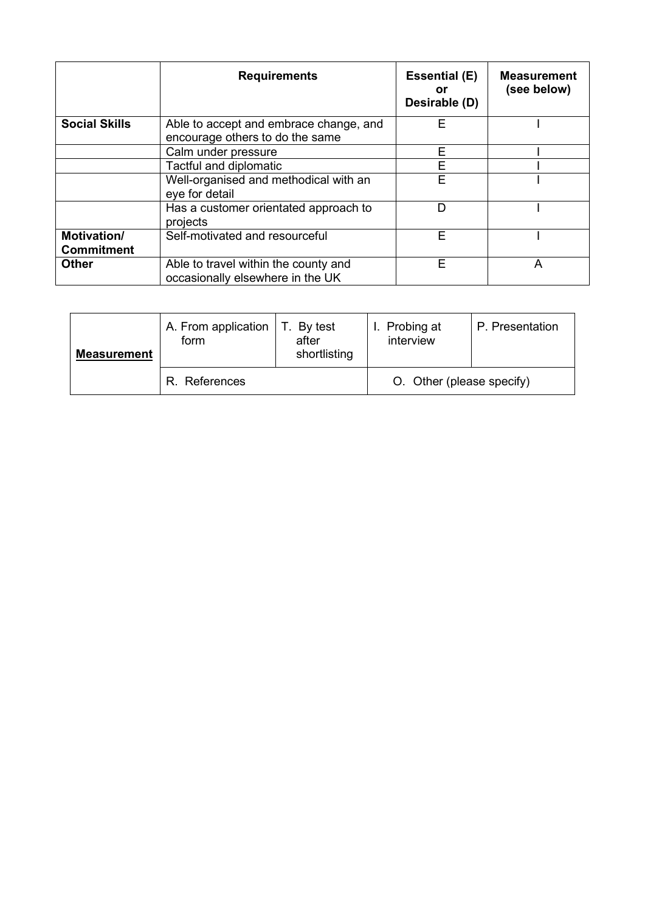| | Requirements | Essential (E) or Desirable (D) | Measurement (see below) |
|---|---|---|---|
| **Social Skills** | Able to accept and embrace change, and encourage others to do the same | E | I |
| | Calm under pressure | E | I |
| | Tactful and diplomatic | E | I |
| | Well-organised and methodical with an eye for detail | E | I |
| | Has a customer orientated approach to projects | D | I |
| **Motivation/ Commitment** | Self-motivated and resourceful | E | I |
| **Other** | Able to travel within the county and occasionally elsewhere in the UK | E | A |

| | | | | |
|---|---|---|---|---|
| **Measurement** | A. From application form | T. By test after shortlisting | I. Probing at interview | P. Presentation |
| | R. References | | O. Other (please specify) | |